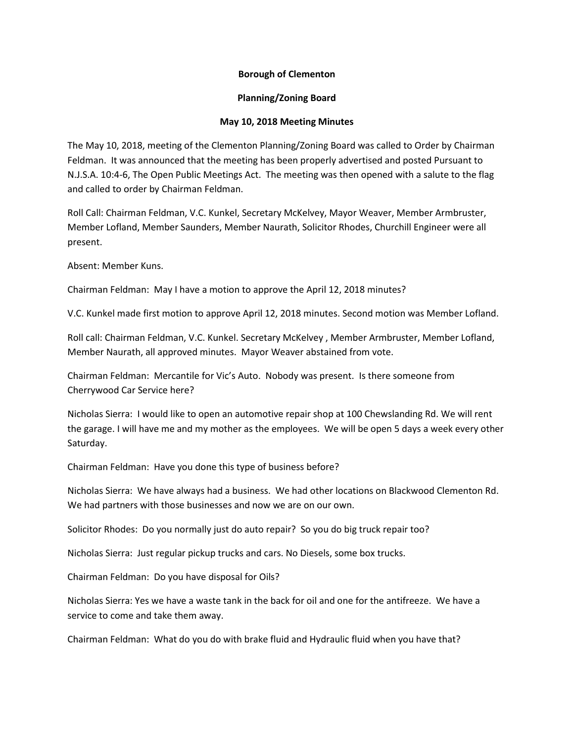**Borough of Clementon**

**Planning/Zoning Board**

**May 10, 2018 Meeting Minutes**

The May 10, 2018, meeting of the Clementon Planning/Zoning Board was called to Order by Chairman Feldman. It was announced that the meeting has been properly advertised and posted Pursuant to N.J.S.A. 10:4-6, The Open Public Meetings Act. The meeting was then opened with a salute to the flag and called to order by Chairman Feldman.

Roll Call: Chairman Feldman, V.C. Kunkel, Secretary McKelvey, Mayor Weaver, Member Armbruster, Member Lofland, Member Saunders, Member Naurath, Solicitor Rhodes, Churchill Engineer were all present.

Absent: Member Kuns.

Chairman Feldman: May I have a motion to approve the April 12, 2018 minutes?

V.C. Kunkel made first motion to approve April 12, 2018 minutes. Second motion was Member Lofland.

Roll call: Chairman Feldman, V.C. Kunkel. Secretary McKelvey , Member Armbruster, Member Lofland, Member Naurath, all approved minutes. Mayor Weaver abstained from vote.

Chairman Feldman: Mercantile for Vic's Auto. Nobody was present. Is there someone from Cherrywood Car Service here?

Nicholas Sierra: I would like to open an automotive repair shop at 100 Chewslanding Rd. We will rent the garage. I will have me and my mother as the employees. We will be open 5 days a week every other Saturday.

Chairman Feldman: Have you done this type of business before?

Nicholas Sierra: We have always had a business. We had other locations on Blackwood Clementon Rd. We had partners with those businesses and now we are on our own.

Solicitor Rhodes: Do you normally just do auto repair? So you do big truck repair too?

Nicholas Sierra: Just regular pickup trucks and cars. No Diesels, some box trucks.

Chairman Feldman: Do you have disposal for Oils?

Nicholas Sierra: Yes we have a waste tank in the back for oil and one for the antifreeze. We have a service to come and take them away.

Chairman Feldman: What do you do with brake fluid and Hydraulic fluid when you have that?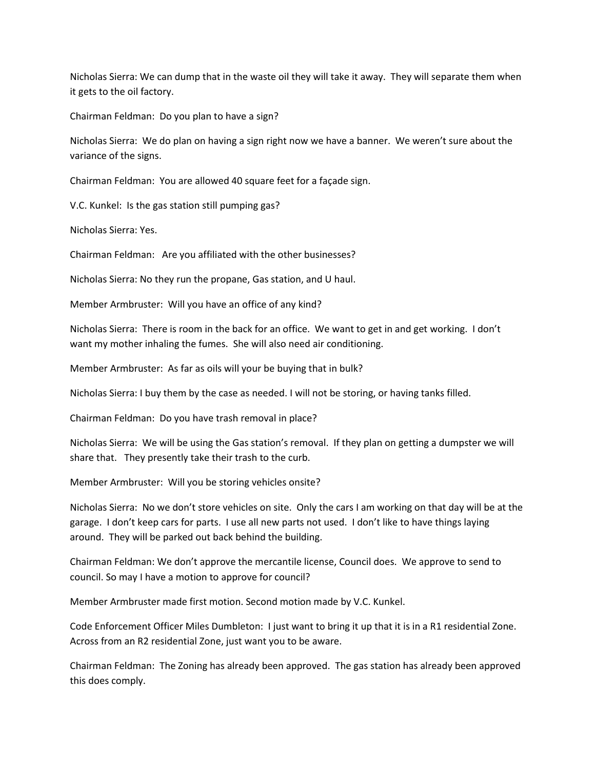Nicholas Sierra: We can dump that in the waste oil they will take it away. They will separate them when it gets to the oil factory.

Chairman Feldman: Do you plan to have a sign?

Nicholas Sierra: We do plan on having a sign right now we have a banner. We weren't sure about the variance of the signs.

Chairman Feldman: You are allowed 40 square feet for a façade sign.

V.C. Kunkel: Is the gas station still pumping gas?

Nicholas Sierra: Yes.

Chairman Feldman: Are you affiliated with the other businesses?

Nicholas Sierra: No they run the propane, Gas station, and U haul.

Member Armbruster: Will you have an office of any kind?

Nicholas Sierra: There is room in the back for an office. We want to get in and get working. I don't want my mother inhaling the fumes. She will also need air conditioning.

Member Armbruster: As far as oils will your be buying that in bulk?

Nicholas Sierra: I buy them by the case as needed. I will not be storing, or having tanks filled.

Chairman Feldman: Do you have trash removal in place?

Nicholas Sierra: We will be using the Gas station's removal. If they plan on getting a dumpster we will share that. They presently take their trash to the curb.

Member Armbruster: Will you be storing vehicles onsite?

Nicholas Sierra: No we don't store vehicles on site. Only the cars I am working on that day will be at the garage. I don't keep cars for parts. I use all new parts not used. I don't like to have things laying around. They will be parked out back behind the building.

Chairman Feldman: We don't approve the mercantile license, Council does. We approve to send to council. So may I have a motion to approve for council?

Member Armbruster made first motion. Second motion made by V.C. Kunkel.

Code Enforcement Officer Miles Dumbleton: I just want to bring it up that it is in a R1 residential Zone. Across from an R2 residential Zone, just want you to be aware.

Chairman Feldman: The Zoning has already been approved. The gas station has already been approved this does comply.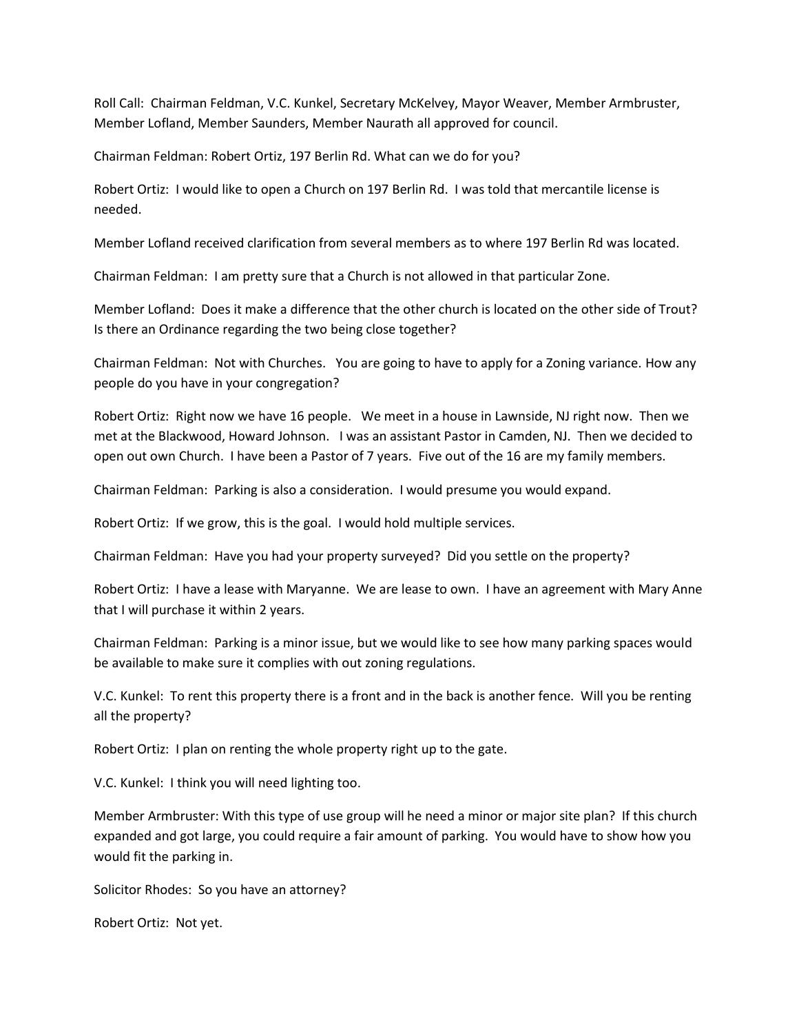Roll Call: Chairman Feldman, V.C. Kunkel, Secretary McKelvey, Mayor Weaver, Member Armbruster, Member Lofland, Member Saunders, Member Naurath all approved for council.

Chairman Feldman: Robert Ortiz, 197 Berlin Rd. What can we do for you?

Robert Ortiz: I would like to open a Church on 197 Berlin Rd. I was told that mercantile license is needed.

Member Lofland received clarification from several members as to where 197 Berlin Rd was located.

Chairman Feldman: I am pretty sure that a Church is not allowed in that particular Zone.

Member Lofland: Does it make a difference that the other church is located on the other side of Trout? Is there an Ordinance regarding the two being close together?

Chairman Feldman: Not with Churches. You are going to have to apply for a Zoning variance. How any people do you have in your congregation?

Robert Ortiz: Right now we have 16 people. We meet in a house in Lawnside, NJ right now. Then we met at the Blackwood, Howard Johnson. I was an assistant Pastor in Camden, NJ. Then we decided to open out own Church. I have been a Pastor of 7 years. Five out of the 16 are my family members.

Chairman Feldman: Parking is also a consideration. I would presume you would expand.

Robert Ortiz: If we grow, this is the goal. I would hold multiple services.

Chairman Feldman: Have you had your property surveyed? Did you settle on the property?

Robert Ortiz: I have a lease with Maryanne. We are lease to own. I have an agreement with Mary Anne that I will purchase it within 2 years.

Chairman Feldman: Parking is a minor issue, but we would like to see how many parking spaces would be available to make sure it complies with out zoning regulations.

V.C. Kunkel: To rent this property there is a front and in the back is another fence. Will you be renting all the property?

Robert Ortiz: I plan on renting the whole property right up to the gate.

V.C. Kunkel: I think you will need lighting too.

Member Armbruster: With this type of use group will he need a minor or major site plan? If this church expanded and got large, you could require a fair amount of parking. You would have to show how you would fit the parking in.

Solicitor Rhodes: So you have an attorney?

Robert Ortiz: Not yet.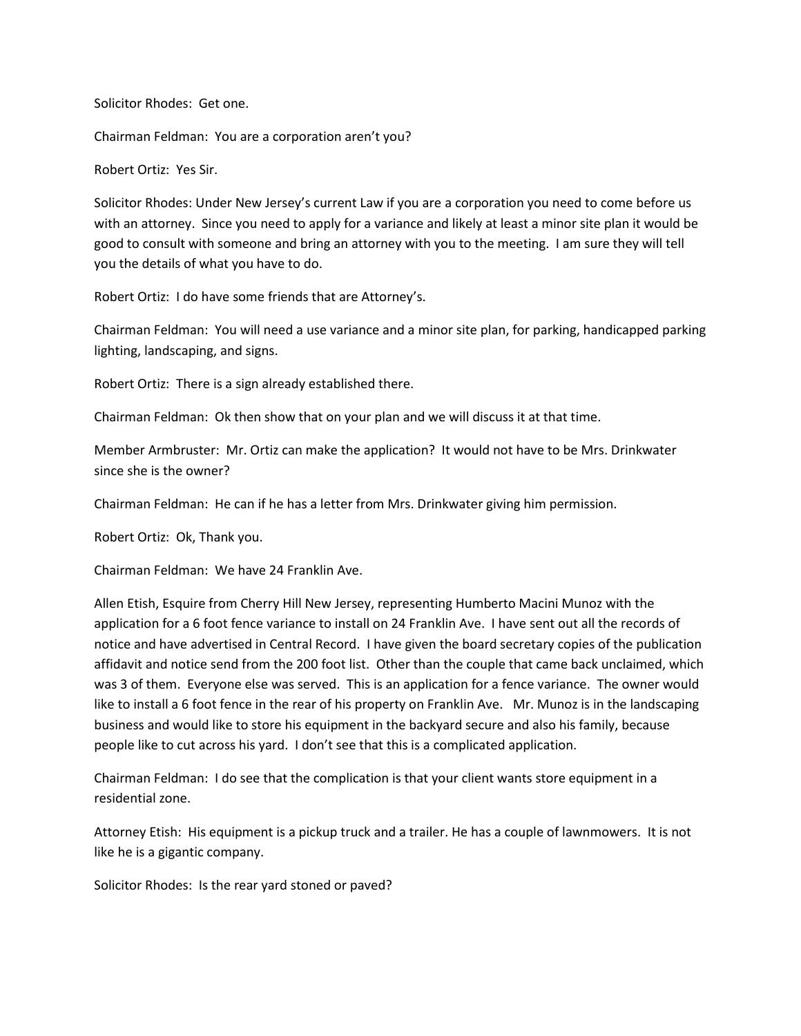Solicitor Rhodes: Get one.

Chairman Feldman: You are a corporation aren't you?

Robert Ortiz: Yes Sir.

Solicitor Rhodes: Under New Jersey's current Law if you are a corporation you need to come before us with an attorney. Since you need to apply for a variance and likely at least a minor site plan it would be good to consult with someone and bring an attorney with you to the meeting. I am sure they will tell you the details of what you have to do.

Robert Ortiz: I do have some friends that are Attorney's.

Chairman Feldman: You will need a use variance and a minor site plan, for parking, handicapped parking lighting, landscaping, and signs.

Robert Ortiz: There is a sign already established there.

Chairman Feldman: Ok then show that on your plan and we will discuss it at that time.

Member Armbruster: Mr. Ortiz can make the application? It would not have to be Mrs. Drinkwater since she is the owner?

Chairman Feldman: He can if he has a letter from Mrs. Drinkwater giving him permission.

Robert Ortiz: Ok, Thank you.

Chairman Feldman: We have 24 Franklin Ave.

Allen Etish, Esquire from Cherry Hill New Jersey, representing Humberto Macini Munoz with the application for a 6 foot fence variance to install on 24 Franklin Ave. I have sent out all the records of notice and have advertised in Central Record. I have given the board secretary copies of the publication affidavit and notice send from the 200 foot list. Other than the couple that came back unclaimed, which was 3 of them. Everyone else was served. This is an application for a fence variance. The owner would like to install a 6 foot fence in the rear of his property on Franklin Ave. Mr. Munoz is in the landscaping business and would like to store his equipment in the backyard secure and also his family, because people like to cut across his yard. I don't see that this is a complicated application.

Chairman Feldman: I do see that the complication is that your client wants store equipment in a residential zone.

Attorney Etish: His equipment is a pickup truck and a trailer. He has a couple of lawnmowers. It is not like he is a gigantic company.

Solicitor Rhodes: Is the rear yard stoned or paved?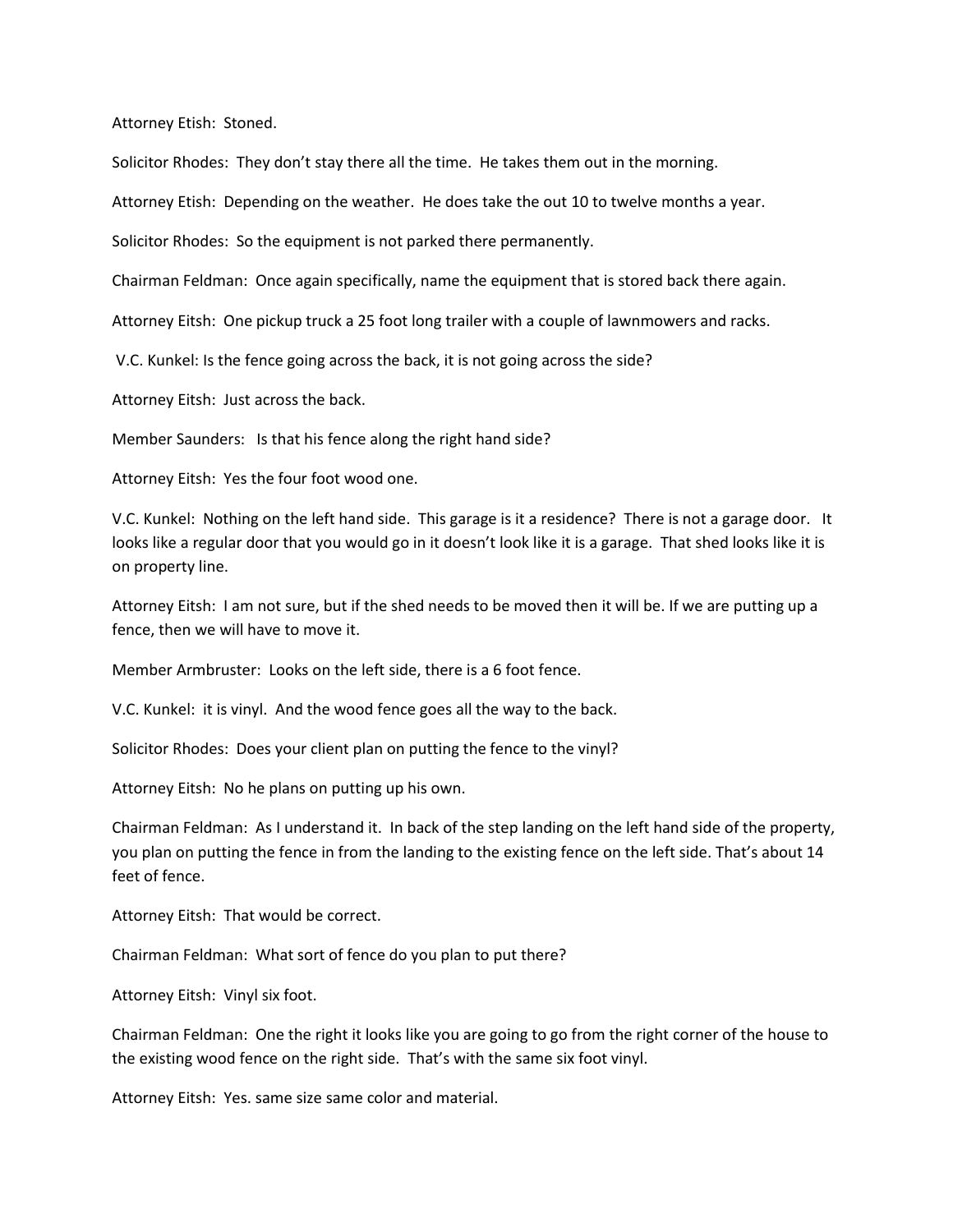Attorney Etish: Stoned.

Solicitor Rhodes: They don't stay there all the time. He takes them out in the morning.

Attorney Etish: Depending on the weather. He does take the out 10 to twelve months a year.

Solicitor Rhodes: So the equipment is not parked there permanently.

Chairman Feldman: Once again specifically, name the equipment that is stored back there again.

Attorney Eitsh: One pickup truck a 25 foot long trailer with a couple of lawnmowers and racks.

V.C. Kunkel: Is the fence going across the back, it is not going across the side?

Attorney Eitsh: Just across the back.

Member Saunders: Is that his fence along the right hand side?

Attorney Eitsh: Yes the four foot wood one.

V.C. Kunkel: Nothing on the left hand side. This garage is it a residence? There is not a garage door. It looks like a regular door that you would go in it doesn't look like it is a garage. That shed looks like it is on property line.

Attorney Eitsh: I am not sure, but if the shed needs to be moved then it will be. If we are putting up a fence, then we will have to move it.

Member Armbruster: Looks on the left side, there is a 6 foot fence.

V.C. Kunkel: it is vinyl. And the wood fence goes all the way to the back.

Solicitor Rhodes: Does your client plan on putting the fence to the vinyl?

Attorney Eitsh: No he plans on putting up his own.

Chairman Feldman: As I understand it. In back of the step landing on the left hand side of the property, you plan on putting the fence in from the landing to the existing fence on the left side. That's about 14 feet of fence.

Attorney Eitsh: That would be correct.

Chairman Feldman: What sort of fence do you plan to put there?

Attorney Eitsh: Vinyl six foot.

Chairman Feldman: One the right it looks like you are going to go from the right corner of the house to the existing wood fence on the right side. That's with the same six foot vinyl.

Attorney Eitsh: Yes. same size same color and material.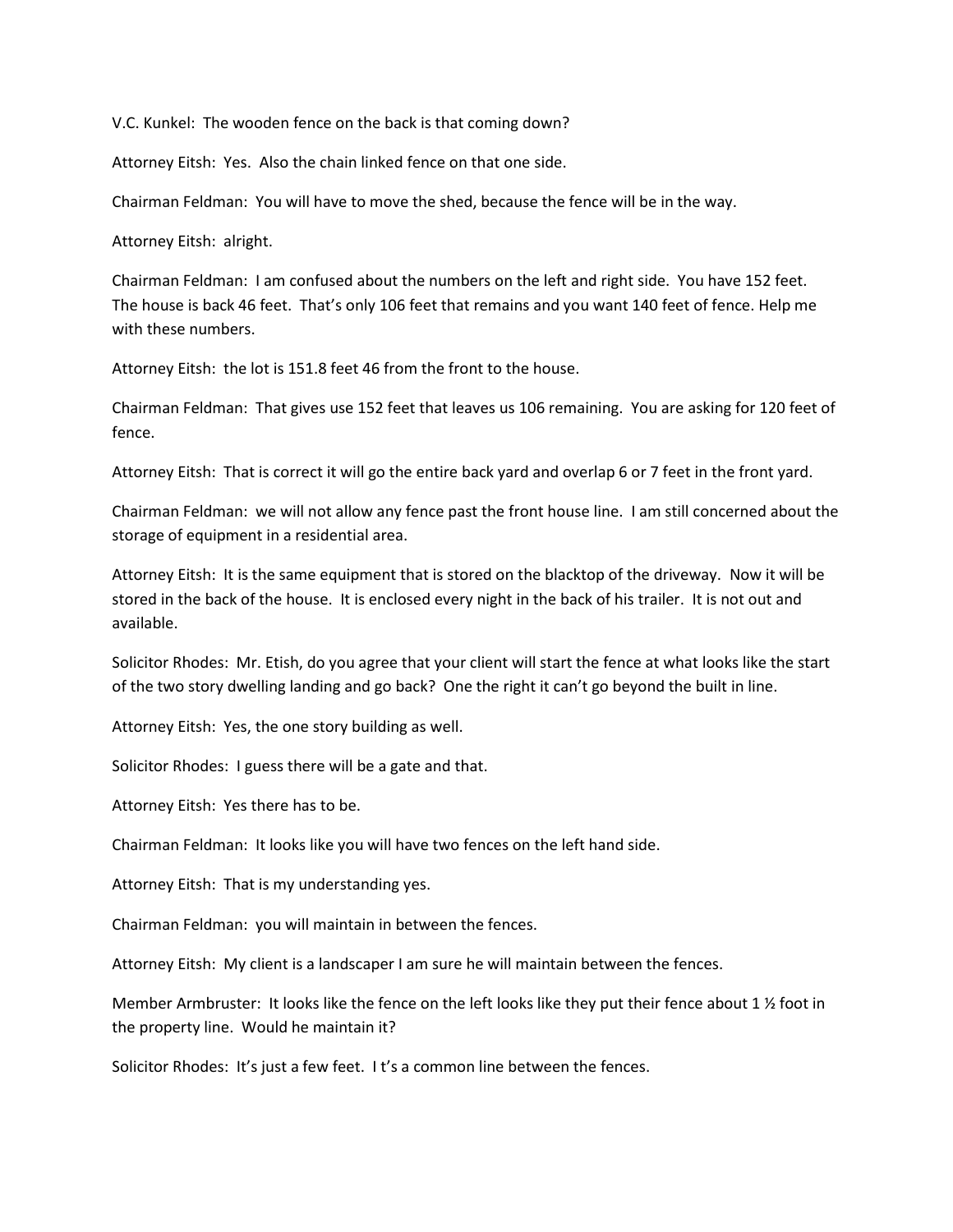V.C. Kunkel: The wooden fence on the back is that coming down?

Attorney Eitsh: Yes. Also the chain linked fence on that one side.

Chairman Feldman: You will have to move the shed, because the fence will be in the way.

Attorney Eitsh: alright.

Chairman Feldman: I am confused about the numbers on the left and right side. You have 152 feet. The house is back 46 feet. That's only 106 feet that remains and you want 140 feet of fence. Help me with these numbers.

Attorney Eitsh: the lot is 151.8 feet 46 from the front to the house.

Chairman Feldman: That gives use 152 feet that leaves us 106 remaining. You are asking for 120 feet of fence.

Attorney Eitsh: That is correct it will go the entire back yard and overlap 6 or 7 feet in the front yard.

Chairman Feldman: we will not allow any fence past the front house line. I am still concerned about the storage of equipment in a residential area.

Attorney Eitsh: It is the same equipment that is stored on the blacktop of the driveway. Now it will be stored in the back of the house. It is enclosed every night in the back of his trailer. It is not out and available.

Solicitor Rhodes: Mr. Etish, do you agree that your client will start the fence at what looks like the start of the two story dwelling landing and go back? One the right it can't go beyond the built in line.

Attorney Eitsh: Yes, the one story building as well.

Solicitor Rhodes: I guess there will be a gate and that.

Attorney Eitsh: Yes there has to be.

Chairman Feldman: It looks like you will have two fences on the left hand side.

Attorney Eitsh: That is my understanding yes.

Chairman Feldman: you will maintain in between the fences.

Attorney Eitsh: My client is a landscaper I am sure he will maintain between the fences.

Member Armbruster: It looks like the fence on the left looks like they put their fence about 1 ½ foot in the property line. Would he maintain it?

Solicitor Rhodes: It's just a few feet. I t's a common line between the fences.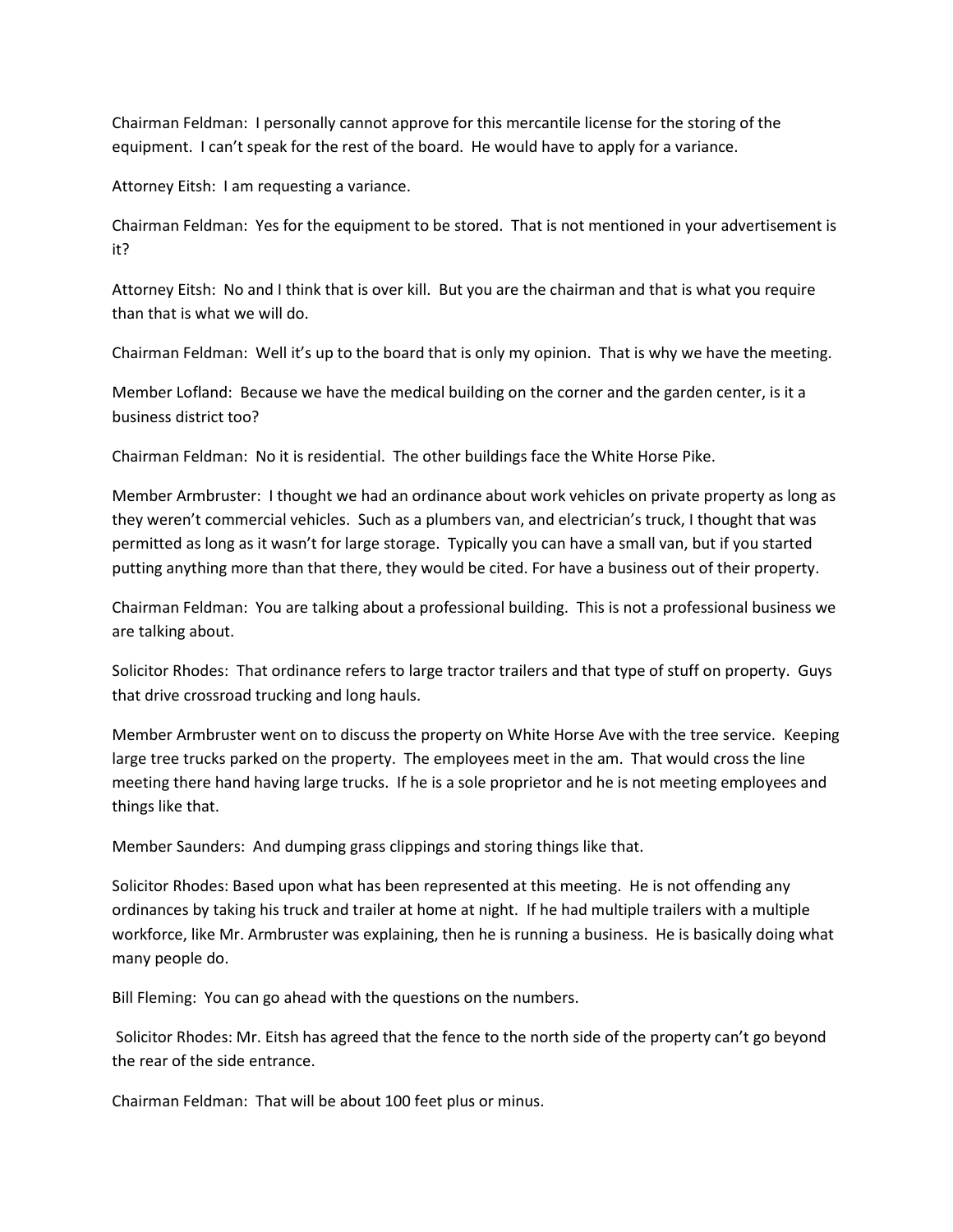Chairman Feldman: I personally cannot approve for this mercantile license for the storing of the equipment. I can't speak for the rest of the board. He would have to apply for a variance.

Attorney Eitsh: I am requesting a variance.

Chairman Feldman: Yes for the equipment to be stored. That is not mentioned in your advertisement is it?

Attorney Eitsh: No and I think that is over kill. But you are the chairman and that is what you require than that is what we will do.

Chairman Feldman: Well it's up to the board that is only my opinion. That is why we have the meeting.

Member Lofland: Because we have the medical building on the corner and the garden center, is it a business district too?

Chairman Feldman: No it is residential. The other buildings face the White Horse Pike.

Member Armbruster: I thought we had an ordinance about work vehicles on private property as long as they weren't commercial vehicles. Such as a plumbers van, and electrician's truck, I thought that was permitted as long as it wasn't for large storage. Typically you can have a small van, but if you started putting anything more than that there, they would be cited. For have a business out of their property.

Chairman Feldman: You are talking about a professional building. This is not a professional business we are talking about.

Solicitor Rhodes: That ordinance refers to large tractor trailers and that type of stuff on property. Guys that drive crossroad trucking and long hauls.

Member Armbruster went on to discuss the property on White Horse Ave with the tree service. Keeping large tree trucks parked on the property. The employees meet in the am. That would cross the line meeting there hand having large trucks. If he is a sole proprietor and he is not meeting employees and things like that.

Member Saunders: And dumping grass clippings and storing things like that.

Solicitor Rhodes: Based upon what has been represented at this meeting. He is not offending any ordinances by taking his truck and trailer at home at night. If he had multiple trailers with a multiple workforce, like Mr. Armbruster was explaining, then he is running a business. He is basically doing what many people do.

Bill Fleming: You can go ahead with the questions on the numbers.

Solicitor Rhodes: Mr. Eitsh has agreed that the fence to the north side of the property can't go beyond the rear of the side entrance.

Chairman Feldman: That will be about 100 feet plus or minus.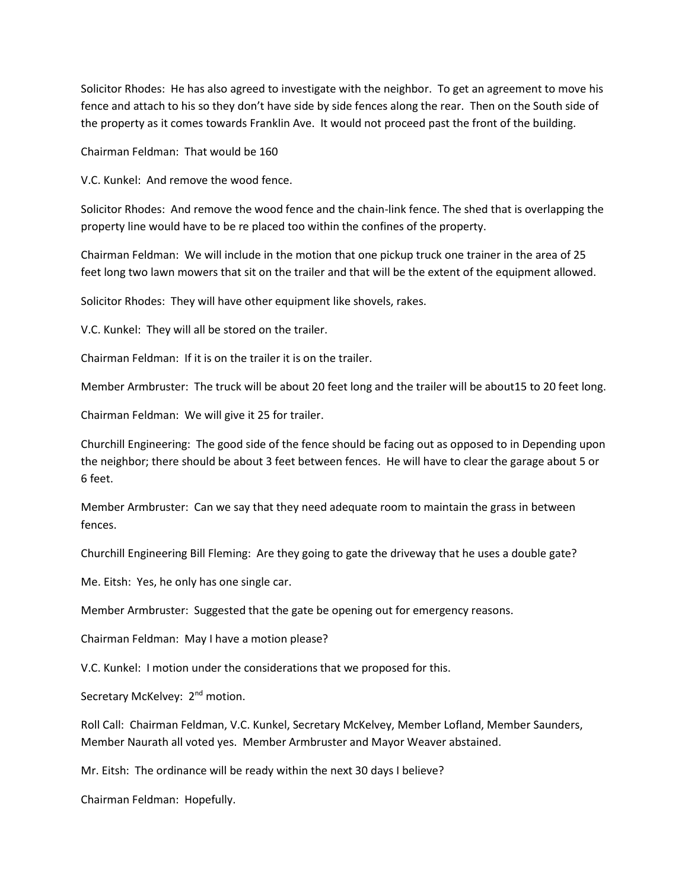Solicitor Rhodes: He has also agreed to investigate with the neighbor. To get an agreement to move his fence and attach to his so they don't have side by side fences along the rear. Then on the South side of the property as it comes towards Franklin Ave. It would not proceed past the front of the building.

Chairman Feldman: That would be 160

V.C. Kunkel: And remove the wood fence.

Solicitor Rhodes: And remove the wood fence and the chain-link fence. The shed that is overlapping the property line would have to be re placed too within the confines of the property.

Chairman Feldman: We will include in the motion that one pickup truck one trainer in the area of 25 feet long two lawn mowers that sit on the trailer and that will be the extent of the equipment allowed.

Solicitor Rhodes: They will have other equipment like shovels, rakes.

V.C. Kunkel: They will all be stored on the trailer.

Chairman Feldman: If it is on the trailer it is on the trailer.

Member Armbruster: The truck will be about 20 feet long and the trailer will be about15 to 20 feet long.

Chairman Feldman: We will give it 25 for trailer.

Churchill Engineering: The good side of the fence should be facing out as opposed to in Depending upon the neighbor; there should be about 3 feet between fences. He will have to clear the garage about 5 or 6 feet.

Member Armbruster: Can we say that they need adequate room to maintain the grass in between fences.

Churchill Engineering Bill Fleming: Are they going to gate the driveway that he uses a double gate?

Me. Eitsh: Yes, he only has one single car.

Member Armbruster: Suggested that the gate be opening out for emergency reasons.

Chairman Feldman: May I have a motion please?

V.C. Kunkel: I motion under the considerations that we proposed for this.

Secretary McKelvey: 2nd motion.

Roll Call: Chairman Feldman, V.C. Kunkel, Secretary McKelvey, Member Lofland, Member Saunders, Member Naurath all voted yes. Member Armbruster and Mayor Weaver abstained.

Mr. Eitsh: The ordinance will be ready within the next 30 days I believe?

Chairman Feldman: Hopefully.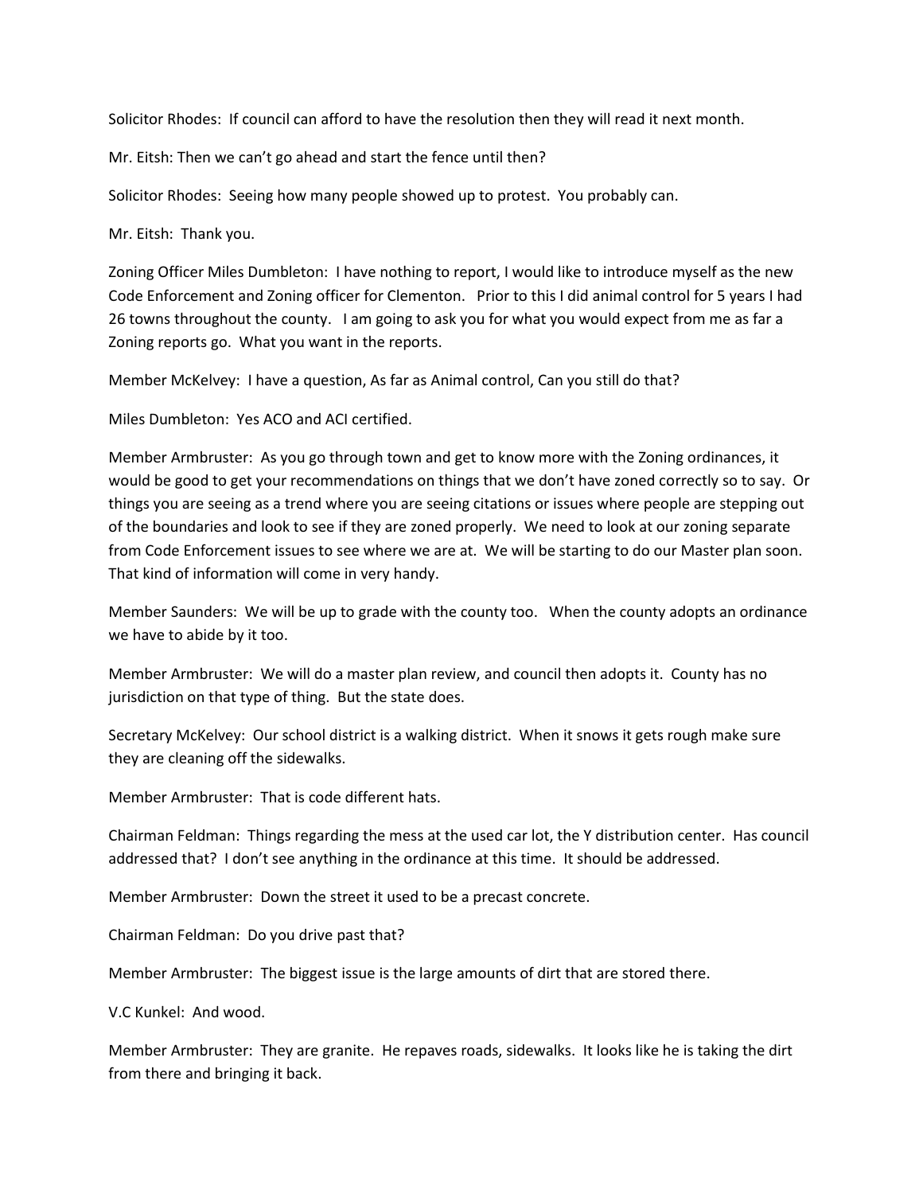Solicitor Rhodes: If council can afford to have the resolution then they will read it next month.

Mr. Eitsh: Then we can't go ahead and start the fence until then?

Solicitor Rhodes: Seeing how many people showed up to protest. You probably can.

Mr. Eitsh: Thank you.

Zoning Officer Miles Dumbleton: I have nothing to report, I would like to introduce myself as the new Code Enforcement and Zoning officer for Clementon. Prior to this I did animal control for 5 years I had 26 towns throughout the county. I am going to ask you for what you would expect from me as far a Zoning reports go. What you want in the reports.

Member McKelvey: I have a question, As far as Animal control, Can you still do that?

Miles Dumbleton: Yes ACO and ACI certified.

Member Armbruster: As you go through town and get to know more with the Zoning ordinances, it would be good to get your recommendations on things that we don't have zoned correctly so to say. Or things you are seeing as a trend where you are seeing citations or issues where people are stepping out of the boundaries and look to see if they are zoned properly. We need to look at our zoning separate from Code Enforcement issues to see where we are at. We will be starting to do our Master plan soon. That kind of information will come in very handy.

Member Saunders: We will be up to grade with the county too. When the county adopts an ordinance we have to abide by it too.

Member Armbruster: We will do a master plan review, and council then adopts it. County has no jurisdiction on that type of thing. But the state does.

Secretary McKelvey: Our school district is a walking district. When it snows it gets rough make sure they are cleaning off the sidewalks.

Member Armbruster: That is code different hats.

Chairman Feldman: Things regarding the mess at the used car lot, the Y distribution center. Has council addressed that? I don't see anything in the ordinance at this time. It should be addressed.

Member Armbruster: Down the street it used to be a precast concrete.

Chairman Feldman: Do you drive past that?

Member Armbruster: The biggest issue is the large amounts of dirt that are stored there.

V.C Kunkel: And wood.

Member Armbruster: They are granite. He repaves roads, sidewalks. It looks like he is taking the dirt from there and bringing it back.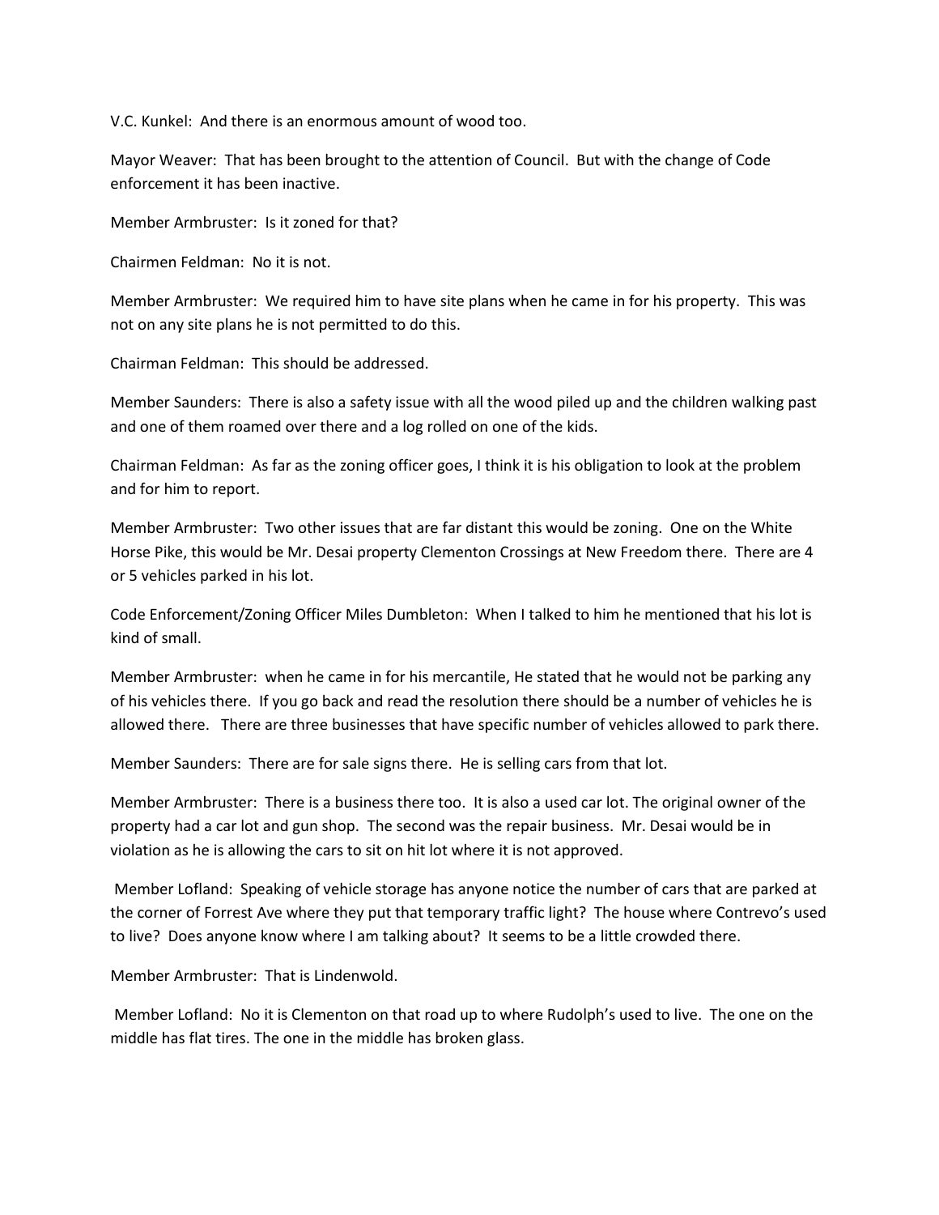V.C. Kunkel: And there is an enormous amount of wood too.

Mayor Weaver: That has been brought to the attention of Council. But with the change of Code enforcement it has been inactive.

Member Armbruster: Is it zoned for that?

Chairmen Feldman: No it is not.

Member Armbruster: We required him to have site plans when he came in for his property. This was not on any site plans he is not permitted to do this.

Chairman Feldman: This should be addressed.

Member Saunders: There is also a safety issue with all the wood piled up and the children walking past and one of them roamed over there and a log rolled on one of the kids.

Chairman Feldman: As far as the zoning officer goes, I think it is his obligation to look at the problem and for him to report.

Member Armbruster: Two other issues that are far distant this would be zoning. One on the White Horse Pike, this would be Mr. Desai property Clementon Crossings at New Freedom there. There are 4 or 5 vehicles parked in his lot.

Code Enforcement/Zoning Officer Miles Dumbleton: When I talked to him he mentioned that his lot is kind of small.

Member Armbruster: when he came in for his mercantile, He stated that he would not be parking any of his vehicles there. If you go back and read the resolution there should be a number of vehicles he is allowed there. There are three businesses that have specific number of vehicles allowed to park there.

Member Saunders: There are for sale signs there. He is selling cars from that lot.

Member Armbruster: There is a business there too. It is also a used car lot. The original owner of the property had a car lot and gun shop. The second was the repair business. Mr. Desai would be in violation as he is allowing the cars to sit on hit lot where it is not approved.

Member Lofland: Speaking of vehicle storage has anyone notice the number of cars that are parked at the corner of Forrest Ave where they put that temporary traffic light? The house where Contrevo's used to live? Does anyone know where I am talking about? It seems to be a little crowded there.

Member Armbruster: That is Lindenwold.

Member Lofland: No it is Clementon on that road up to where Rudolph's used to live. The one on the middle has flat tires. The one in the middle has broken glass.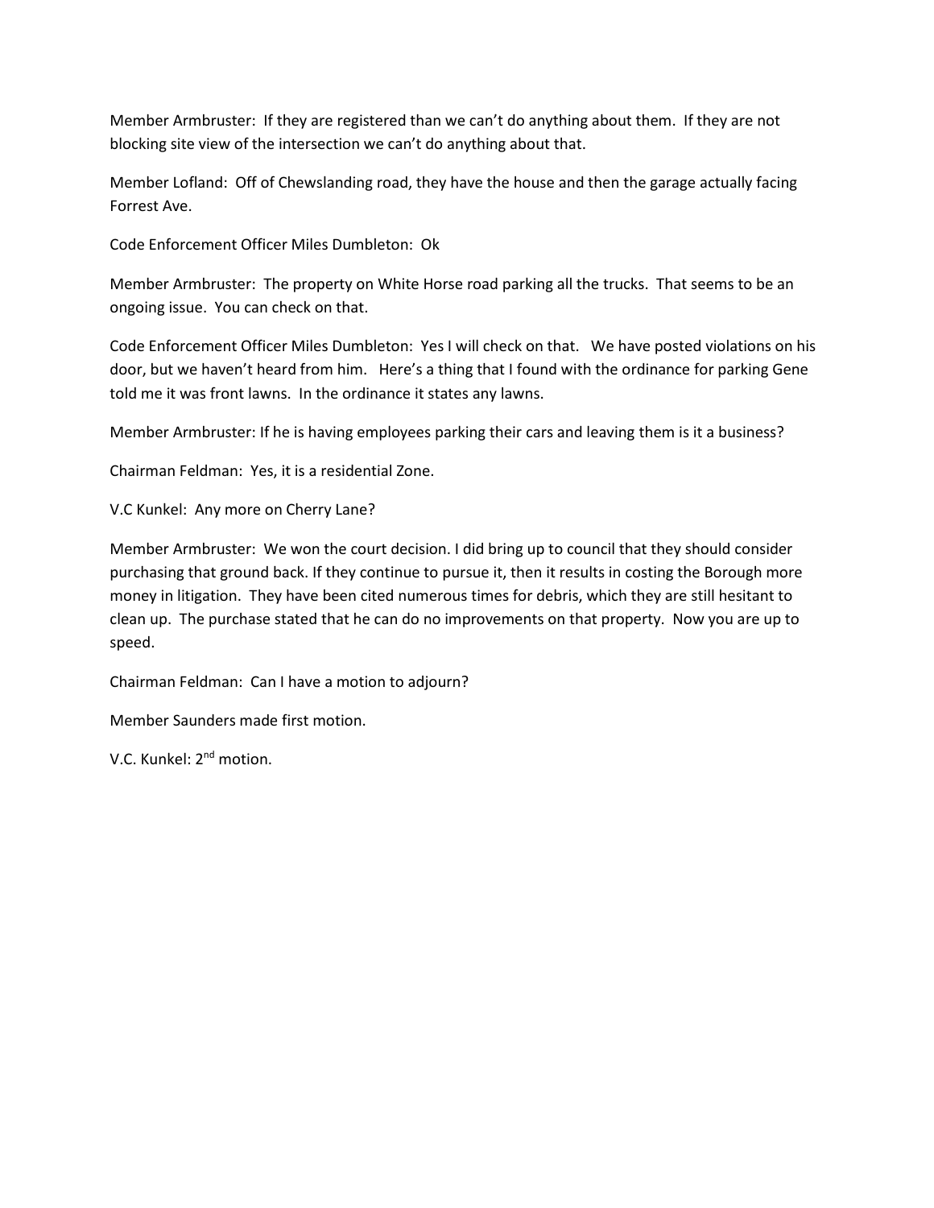Member Armbruster: If they are registered than we can't do anything about them. If they are not blocking site view of the intersection we can't do anything about that.

Member Lofland: Off of Chewslanding road, they have the house and then the garage actually facing Forrest Ave.

Code Enforcement Officer Miles Dumbleton: Ok

Member Armbruster: The property on White Horse road parking all the trucks. That seems to be an ongoing issue. You can check on that.

Code Enforcement Officer Miles Dumbleton: Yes I will check on that. We have posted violations on his door, but we haven't heard from him. Here's a thing that I found with the ordinance for parking Gene told me it was front lawns. In the ordinance it states any lawns.

Member Armbruster: If he is having employees parking their cars and leaving them is it a business?

Chairman Feldman: Yes, it is a residential Zone.

V.C Kunkel: Any more on Cherry Lane?

Member Armbruster: We won the court decision. I did bring up to council that they should consider purchasing that ground back. If they continue to pursue it, then it results in costing the Borough more money in litigation. They have been cited numerous times for debris, which they are still hesitant to clean up. The purchase stated that he can do no improvements on that property. Now you are up to speed.

Chairman Feldman: Can I have a motion to adjourn?

Member Saunders made first motion.

V.C. Kunkel: 2nd motion.